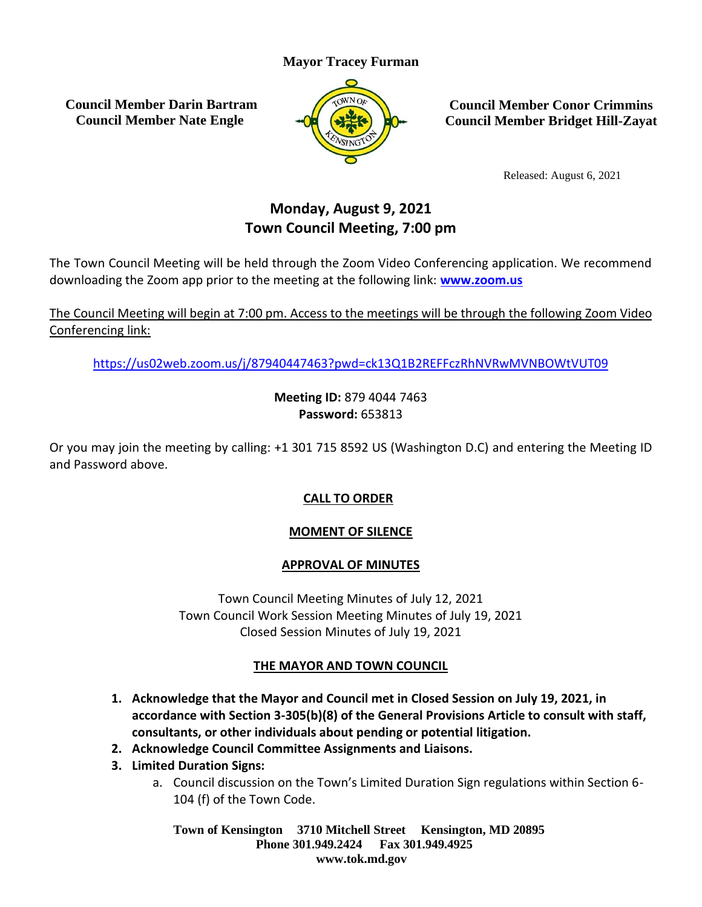**Mayor Tracey Furman**

**Council Member Darin Bartram**
**Council Member Nate Engle**

**Council Member Conor Crimmins**
**Council Member Bridget Hill-Zayat**

Released: August 6, 2021

## Monday, August 9, 2021
## Town Council Meeting, 7:00 pm

The Town Council Meeting will be held through the Zoom Video Conferencing application. We recommend downloading the Zoom app prior to the meeting at the following link: **www.zoom.us**

The Council Meeting will begin at 7:00 pm. Access to the meetings will be through the following Zoom Video Conferencing link:

https://us02web.zoom.us/j/87940447463?pwd=ck13Q1B2REFFczRhNVRwMVNBOWtVUT09

**Meeting ID:** 879 4044 7463
**Password:** 653813

Or you may join the meeting by calling: +1 301 715 8592 US (Washington D.C) and entering the Meeting ID and Password above.

### CALL TO ORDER

### MOMENT OF SILENCE

### APPROVAL OF MINUTES

Town Council Meeting Minutes of July 12, 2021
Town Council Work Session Meeting Minutes of July 19, 2021
Closed Session Minutes of July 19, 2021

### THE MAYOR AND TOWN COUNCIL

1. **Acknowledge that the Mayor and Council met in Closed Session on July 19, 2021, in accordance with Section 3-305(b)(8) of the General Provisions Article to consult with staff, consultants, or other individuals about pending or potential litigation.**
2. **Acknowledge Council Committee Assignments and Liaisons.**
3. **Limited Duration Signs:**
   a. Council discussion on the Town's Limited Duration Sign regulations within Section 6-104 (f) of the Town Code.

**Town of Kensington 3710 Mitchell Street Kensington, MD 20895**
**Phone 301.949.2424 Fax 301.949.4925**
**www.tok.md.gov**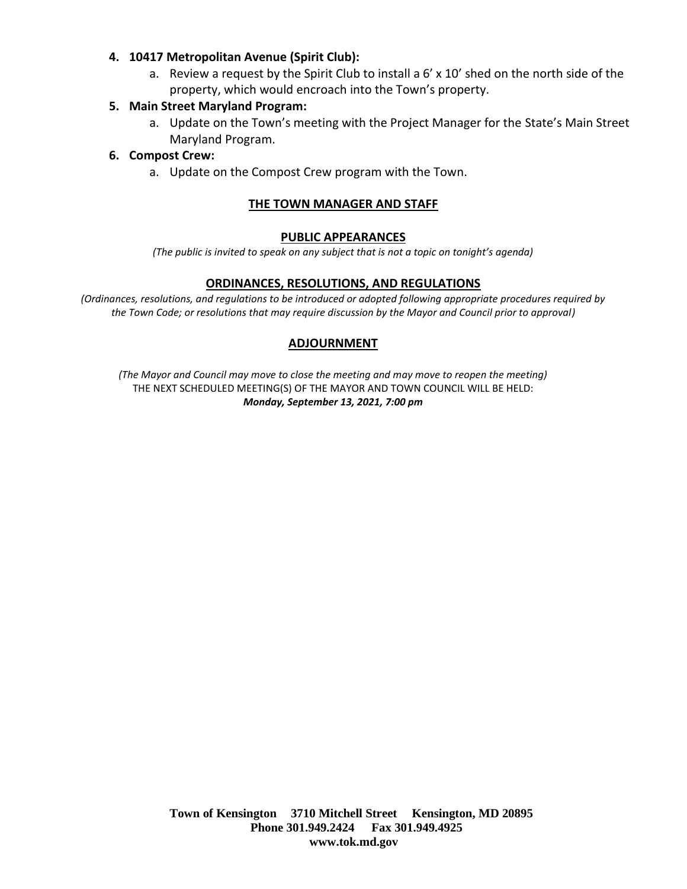**4. 10417 Metropolitan Avenue (Spirit Club):**

   a. Review a request by the Spirit Club to install a 6' x 10' shed on the north side of the property, which would encroach into the Town's property.

**5. Main Street Maryland Program:**

   a. Update on the Town's meeting with the Project Manager for the State's Main Street Maryland Program.

**6. Compost Crew:**

   a. Update on the Compost Crew program with the Town.

## THE TOWN MANAGER AND STAFF

## PUBLIC APPEARANCES

*(The public is invited to speak on any subject that is not a topic on tonight's agenda)*

## ORDINANCES, RESOLUTIONS, AND REGULATIONS

*(Ordinances, resolutions, and regulations to be introduced or adopted following appropriate procedures required by the Town Code; or resolutions that may require discussion by the Mayor and Council prior to approval)*

## ADJOURNMENT

*(The Mayor and Council may move to close the meeting and may move to reopen the meeting)*

THE NEXT SCHEDULED MEETING(S) OF THE MAYOR AND TOWN COUNCIL WILL BE HELD:

***Monday, September 13, 2021, 7:00 pm***

**Town of Kensington 3710 Mitchell Street Kensington, MD 20895**
**Phone 301.949.2424 Fax 301.949.4925**
**www.tok.md.gov**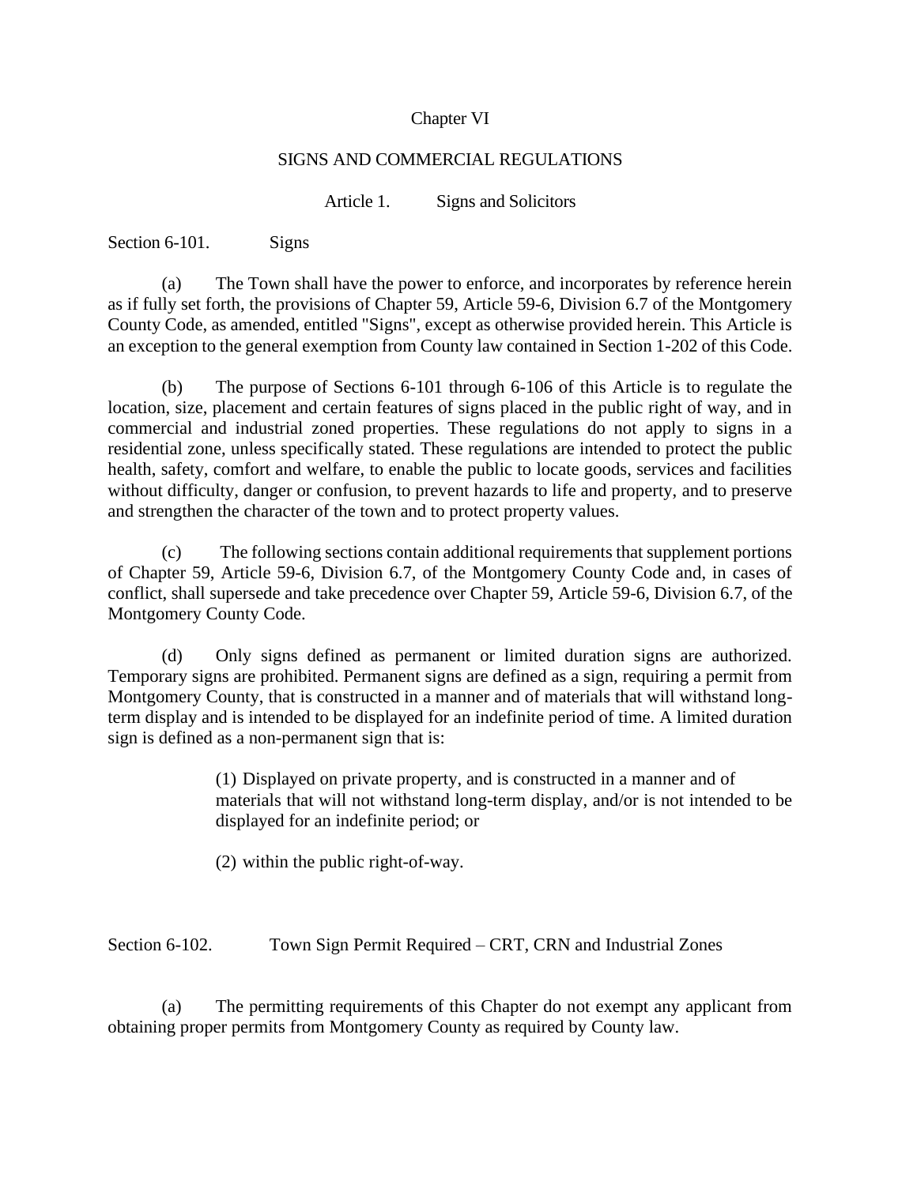# Chapter VI

## SIGNS AND COMMERCIAL REGULATIONS

### Article 1. Signs and Solicitors

Section 6-101. Signs

(a) The Town shall have the power to enforce, and incorporates by reference herein as if fully set forth, the provisions of Chapter 59, Article 59-6, Division 6.7 of the Montgomery County Code, as amended, entitled "Signs", except as otherwise provided herein. This Article is an exception to the general exemption from County law contained in Section 1-202 of this Code.

(b) The purpose of Sections 6-101 through 6-106 of this Article is to regulate the location, size, placement and certain features of signs placed in the public right of way, and in commercial and industrial zoned properties. These regulations do not apply to signs in a residential zone, unless specifically stated. These regulations are intended to protect the public health, safety, comfort and welfare, to enable the public to locate goods, services and facilities without difficulty, danger or confusion, to prevent hazards to life and property, and to preserve and strengthen the character of the town and to protect property values.

(c) The following sections contain additional requirements that supplement portions of Chapter 59, Article 59-6, Division 6.7, of the Montgomery County Code and, in cases of conflict, shall supersede and take precedence over Chapter 59, Article 59-6, Division 6.7, of the Montgomery County Code.

(d) Only signs defined as permanent or limited duration signs are authorized. Temporary signs are prohibited. Permanent signs are defined as a sign, requiring a permit from Montgomery County, that is constructed in a manner and of materials that will withstand long-term display and is intended to be displayed for an indefinite period of time. A limited duration sign is defined as a non-permanent sign that is:

(1) Displayed on private property, and is constructed in a manner and of materials that will not withstand long-term display, and/or is not intended to be displayed for an indefinite period; or

(2) within the public right-of-way.

Section 6-102. Town Sign Permit Required – CRT, CRN and Industrial Zones

(a) The permitting requirements of this Chapter do not exempt any applicant from obtaining proper permits from Montgomery County as required by County law.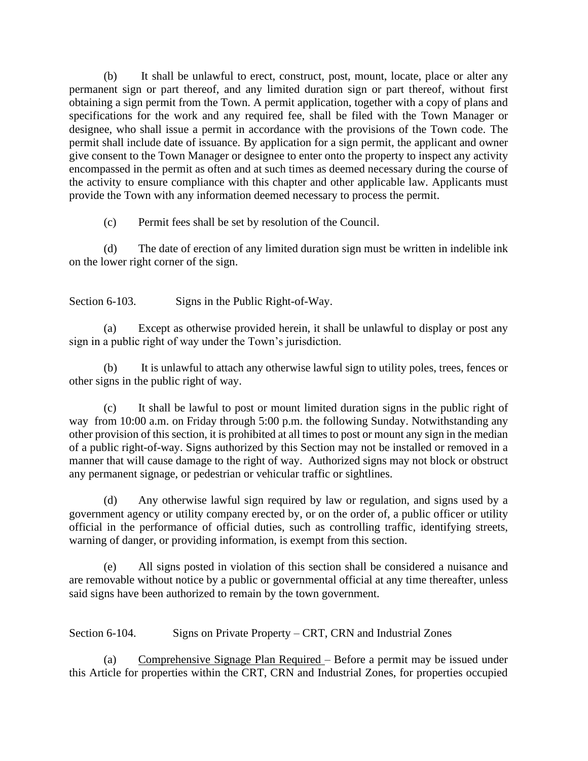(b) It shall be unlawful to erect, construct, post, mount, locate, place or alter any permanent sign or part thereof, and any limited duration sign or part thereof, without first obtaining a sign permit from the Town. A permit application, together with a copy of plans and specifications for the work and any required fee, shall be filed with the Town Manager or designee, who shall issue a permit in accordance with the provisions of the Town code. The permit shall include date of issuance. By application for a sign permit, the applicant and owner give consent to the Town Manager or designee to enter onto the property to inspect any activity encompassed in the permit as often and at such times as deemed necessary during the course of the activity to ensure compliance with this chapter and other applicable law. Applicants must provide the Town with any information deemed necessary to process the permit.

(c) Permit fees shall be set by resolution of the Council.

(d) The date of erection of any limited duration sign must be written in indelible ink on the lower right corner of the sign.

Section 6-103. Signs in the Public Right-of-Way.

(a) Except as otherwise provided herein, it shall be unlawful to display or post any sign in a public right of way under the Town's jurisdiction.

(b) It is unlawful to attach any otherwise lawful sign to utility poles, trees, fences or other signs in the public right of way.

(c) It shall be lawful to post or mount limited duration signs in the public right of way from 10:00 a.m. on Friday through 5:00 p.m. the following Sunday. Notwithstanding any other provision of this section, it is prohibited at all times to post or mount any sign in the median of a public right-of-way. Signs authorized by this Section may not be installed or removed in a manner that will cause damage to the right of way. Authorized signs may not block or obstruct any permanent signage, or pedestrian or vehicular traffic or sightlines.

(d) Any otherwise lawful sign required by law or regulation, and signs used by a government agency or utility company erected by, or on the order of, a public officer or utility official in the performance of official duties, such as controlling traffic, identifying streets, warning of danger, or providing information, is exempt from this section.

(e) All signs posted in violation of this section shall be considered a nuisance and are removable without notice by a public or governmental official at any time thereafter, unless said signs have been authorized to remain by the town government.

Section 6-104. Signs on Private Property – CRT, CRN and Industrial Zones

(a) Comprehensive Signage Plan Required – Before a permit may be issued under this Article for properties within the CRT, CRN and Industrial Zones, for properties occupied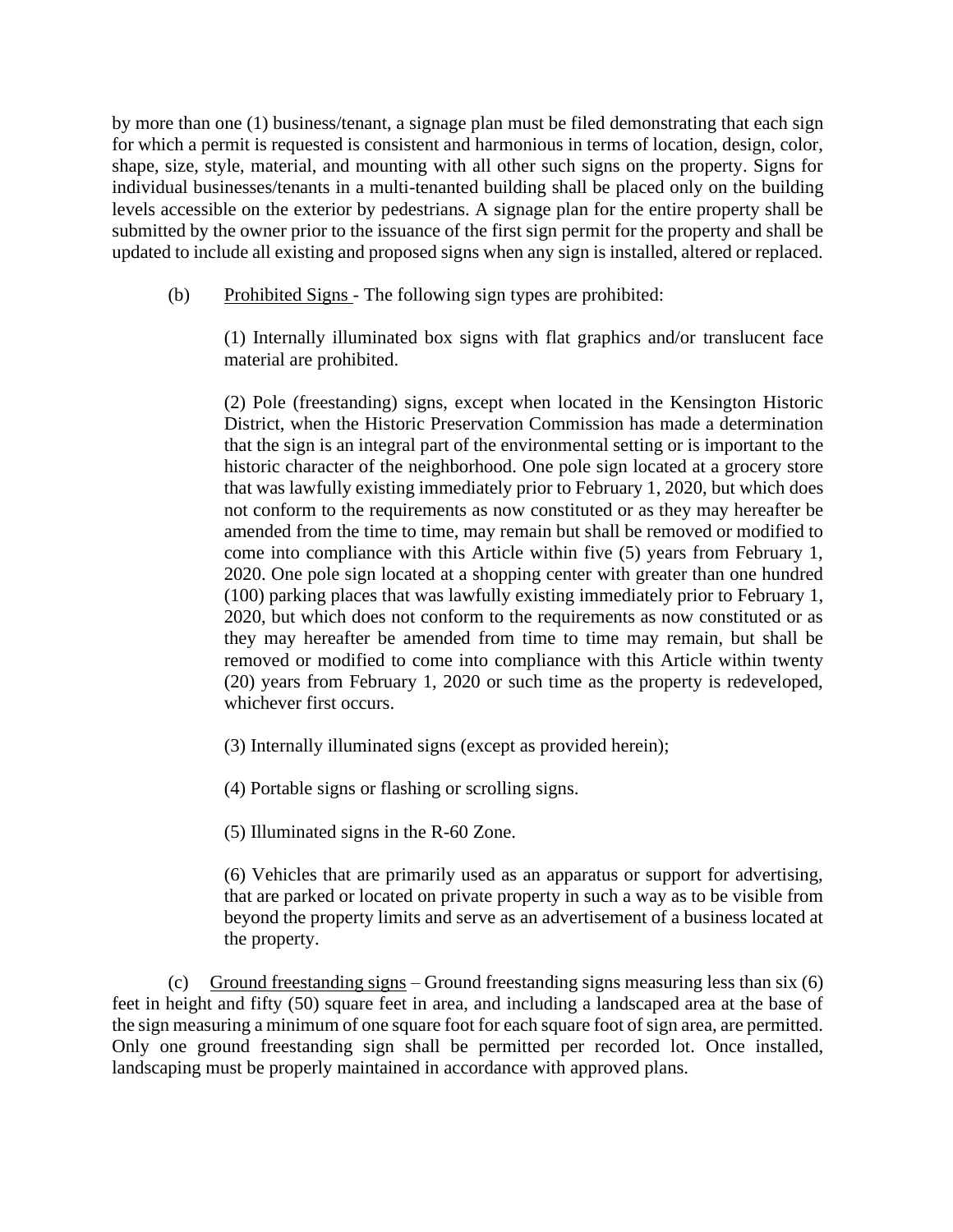by more than one (1) business/tenant, a signage plan must be filed demonstrating that each sign for which a permit is requested is consistent and harmonious in terms of location, design, color, shape, size, style, material, and mounting with all other such signs on the property. Signs for individual businesses/tenants in a multi-tenanted building shall be placed only on the building levels accessible on the exterior by pedestrians. A signage plan for the entire property shall be submitted by the owner prior to the issuance of the first sign permit for the property and shall be updated to include all existing and proposed signs when any sign is installed, altered or replaced.

(b) Prohibited Signs - The following sign types are prohibited:

(1) Internally illuminated box signs with flat graphics and/or translucent face material are prohibited.

(2) Pole (freestanding) signs, except when located in the Kensington Historic District, when the Historic Preservation Commission has made a determination that the sign is an integral part of the environmental setting or is important to the historic character of the neighborhood. One pole sign located at a grocery store that was lawfully existing immediately prior to February 1, 2020, but which does not conform to the requirements as now constituted or as they may hereafter be amended from the time to time, may remain but shall be removed or modified to come into compliance with this Article within five (5) years from February 1, 2020. One pole sign located at a shopping center with greater than one hundred (100) parking places that was lawfully existing immediately prior to February 1, 2020, but which does not conform to the requirements as now constituted or as they may hereafter be amended from time to time may remain, but shall be removed or modified to come into compliance with this Article within twenty (20) years from February 1, 2020 or such time as the property is redeveloped, whichever first occurs.

(3) Internally illuminated signs (except as provided herein);

(4) Portable signs or flashing or scrolling signs.

(5) Illuminated signs in the R-60 Zone.

(6) Vehicles that are primarily used as an apparatus or support for advertising, that are parked or located on private property in such a way as to be visible from beyond the property limits and serve as an advertisement of a business located at the property.

(c) Ground freestanding signs – Ground freestanding signs measuring less than six (6) feet in height and fifty (50) square feet in area, and including a landscaped area at the base of the sign measuring a minimum of one square foot for each square foot of sign area, are permitted. Only one ground freestanding sign shall be permitted per recorded lot. Once installed, landscaping must be properly maintained in accordance with approved plans.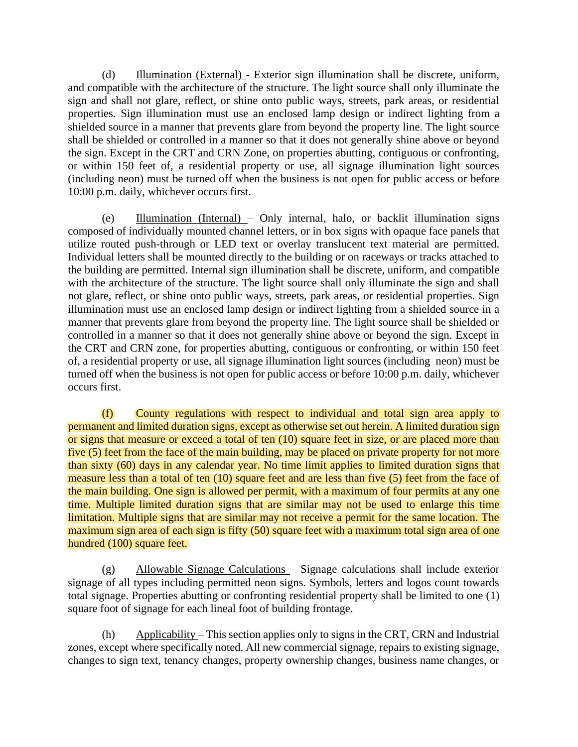(d) Illumination (External) - Exterior sign illumination shall be discrete, uniform, and compatible with the architecture of the structure. The light source shall only illuminate the sign and shall not glare, reflect, or shine onto public ways, streets, park areas, or residential properties. Sign illumination must use an enclosed lamp design or indirect lighting from a shielded source in a manner that prevents glare from beyond the property line. The light source shall be shielded or controlled in a manner so that it does not generally shine above or beyond the sign. Except in the CRT and CRN Zone, on properties abutting, contiguous or confronting, or within 150 feet of, a residential property or use, all signage illumination light sources (including neon) must be turned off when the business is not open for public access or before 10:00 p.m. daily, whichever occurs first.

(e) Illumination (Internal) – Only internal, halo, or backlit illumination signs composed of individually mounted channel letters, or in box signs with opaque face panels that utilize routed push-through or LED text or overlay translucent text material are permitted. Individual letters shall be mounted directly to the building or on raceways or tracks attached to the building are permitted. Internal sign illumination shall be discrete, uniform, and compatible with the architecture of the structure. The light source shall only illuminate the sign and shall not glare, reflect, or shine onto public ways, streets, park areas, or residential properties. Sign illumination must use an enclosed lamp design or indirect lighting from a shielded source in a manner that prevents glare from beyond the property line. The light source shall be shielded or controlled in a manner so that it does not generally shine above or beyond the sign. Except in the CRT and CRN zone, for properties abutting, contiguous or confronting, or within 150 feet of, a residential property or use, all signage illumination light sources (including neon) must be turned off when the business is not open for public access or before 10:00 p.m. daily, whichever occurs first.

(f) County regulations with respect to individual and total sign area apply to permanent and limited duration signs, except as otherwise set out herein. A limited duration sign or signs that measure or exceed a total of ten (10) square feet in size, or are placed more than five (5) feet from the face of the main building, may be placed on private property for not more than sixty (60) days in any calendar year. No time limit applies to limited duration signs that measure less than a total of ten (10) square feet and are less than five (5) feet from the face of the main building. One sign is allowed per permit, with a maximum of four permits at any one time. Multiple limited duration signs that are similar may not be used to enlarge this time limitation. Multiple signs that are similar may not receive a permit for the same location. The maximum sign area of each sign is fifty (50) square feet with a maximum total sign area of one hundred (100) square feet.

(g) Allowable Signage Calculations – Signage calculations shall include exterior signage of all types including permitted neon signs. Symbols, letters and logos count towards total signage. Properties abutting or confronting residential property shall be limited to one (1) square foot of signage for each lineal foot of building frontage.

(h) Applicability – This section applies only to signs in the CRT, CRN and Industrial zones, except where specifically noted. All new commercial signage, repairs to existing signage, changes to sign text, tenancy changes, property ownership changes, business name changes, or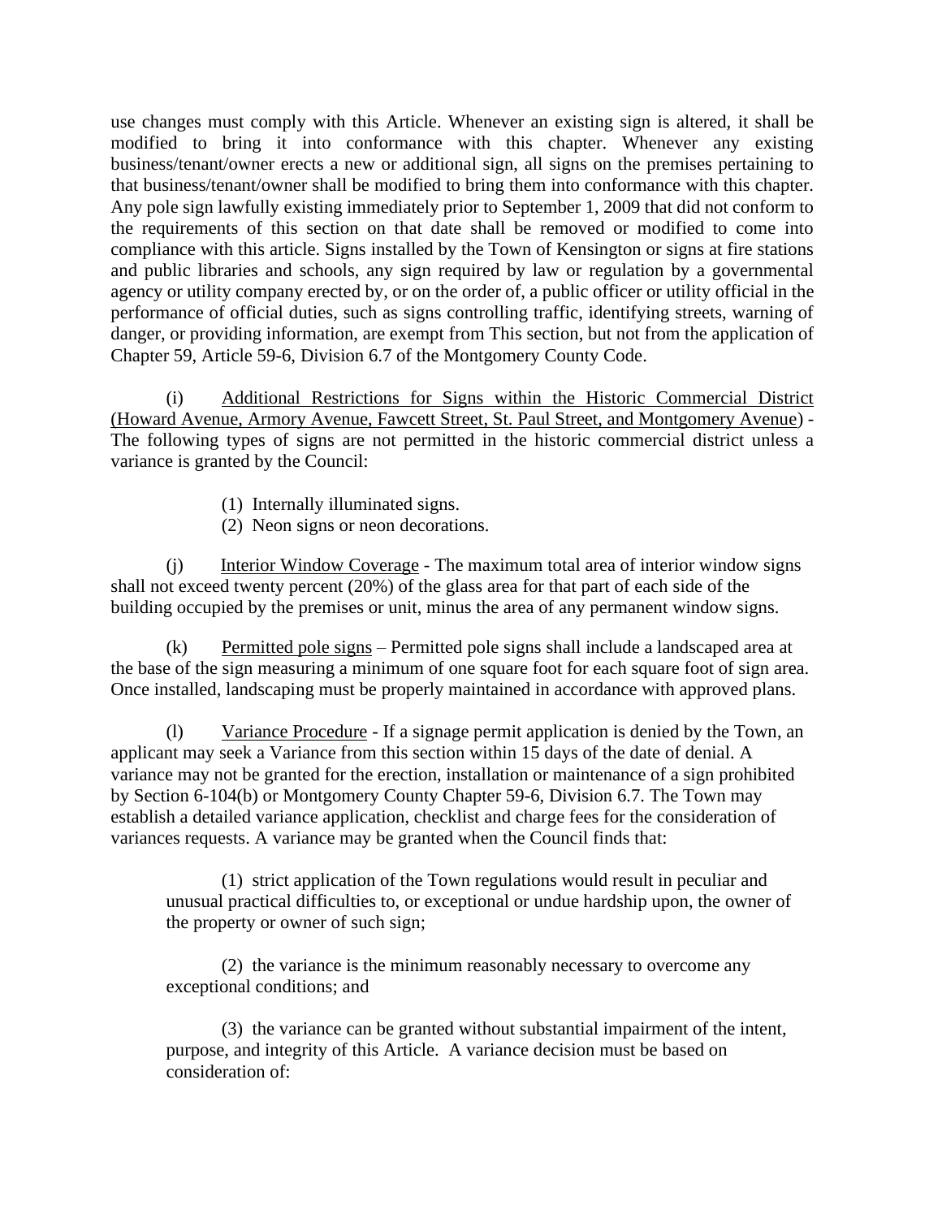use changes must comply with this Article. Whenever an existing sign is altered, it shall be modified to bring it into conformance with this chapter. Whenever any existing business/tenant/owner erects a new or additional sign, all signs on the premises pertaining to that business/tenant/owner shall be modified to bring them into conformance with this chapter. Any pole sign lawfully existing immediately prior to September 1, 2009 that did not conform to the requirements of this section on that date shall be removed or modified to come into compliance with this article. Signs installed by the Town of Kensington or signs at fire stations and public libraries and schools, any sign required by law or regulation by a governmental agency or utility company erected by, or on the order of, a public officer or utility official in the performance of official duties, such as signs controlling traffic, identifying streets, warning of danger, or providing information, are exempt from This section, but not from the application of Chapter 59, Article 59-6, Division 6.7 of the Montgomery County Code.

(i) Additional Restrictions for Signs within the Historic Commercial District (Howard Avenue, Armory Avenue, Fawcett Street, St. Paul Street, and Montgomery Avenue) - The following types of signs are not permitted in the historic commercial district unless a variance is granted by the Council:

(1) Internally illuminated signs.
(2) Neon signs or neon decorations.

(j) Interior Window Coverage - The maximum total area of interior window signs shall not exceed twenty percent (20%) of the glass area for that part of each side of the building occupied by the premises or unit, minus the area of any permanent window signs.

(k) Permitted pole signs – Permitted pole signs shall include a landscaped area at the base of the sign measuring a minimum of one square foot for each square foot of sign area. Once installed, landscaping must be properly maintained in accordance with approved plans.

(l) Variance Procedure - If a signage permit application is denied by the Town, an applicant may seek a Variance from this section within 15 days of the date of denial. A variance may not be granted for the erection, installation or maintenance of a sign prohibited by Section 6-104(b) or Montgomery County Chapter 59-6, Division 6.7. The Town may establish a detailed variance application, checklist and charge fees for the consideration of variances requests. A variance may be granted when the Council finds that:

(1) strict application of the Town regulations would result in peculiar and unusual practical difficulties to, or exceptional or undue hardship upon, the owner of the property or owner of such sign;

(2) the variance is the minimum reasonably necessary to overcome any exceptional conditions; and

(3) the variance can be granted without substantial impairment of the intent, purpose, and integrity of this Article. A variance decision must be based on consideration of: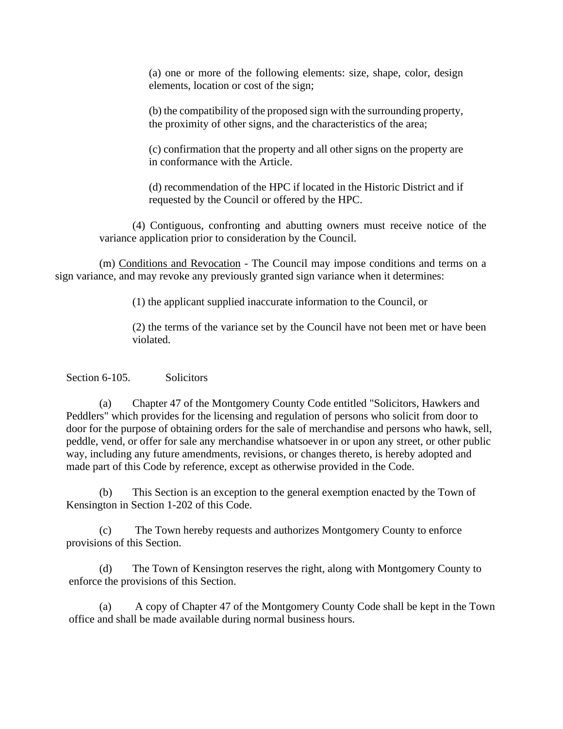(a) one or more of the following elements: size, shape, color, design elements, location or cost of the sign;

(b) the compatibility of the proposed sign with the surrounding property, the proximity of other signs, and the characteristics of the area;

(c) confirmation that the property and all other signs on the property are in conformance with the Article.

(d) recommendation of the HPC if located in the Historic District and if requested by the Council or offered by the HPC.

(4) Contiguous, confronting and abutting owners must receive notice of the variance application prior to consideration by the Council.

(m) Conditions and Revocation - The Council may impose conditions and terms on a sign variance, and may revoke any previously granted sign variance when it determines:

(1) the applicant supplied inaccurate information to the Council, or

(2) the terms of the variance set by the Council have not been met or have been violated.

Section 6-105. Solicitors

(a) Chapter 47 of the Montgomery County Code entitled "Solicitors, Hawkers and Peddlers" which provides for the licensing and regulation of persons who solicit from door to door for the purpose of obtaining orders for the sale of merchandise and persons who hawk, sell, peddle, vend, or offer for sale any merchandise whatsoever in or upon any street, or other public way, including any future amendments, revisions, or changes thereto, is hereby adopted and made part of this Code by reference, except as otherwise provided in the Code.

(b) This Section is an exception to the general exemption enacted by the Town of Kensington in Section 1-202 of this Code.

(c) The Town hereby requests and authorizes Montgomery County to enforce provisions of this Section.

(d) The Town of Kensington reserves the right, along with Montgomery County to enforce the provisions of this Section.

(a) A copy of Chapter 47 of the Montgomery County Code shall be kept in the Town office and shall be made available during normal business hours.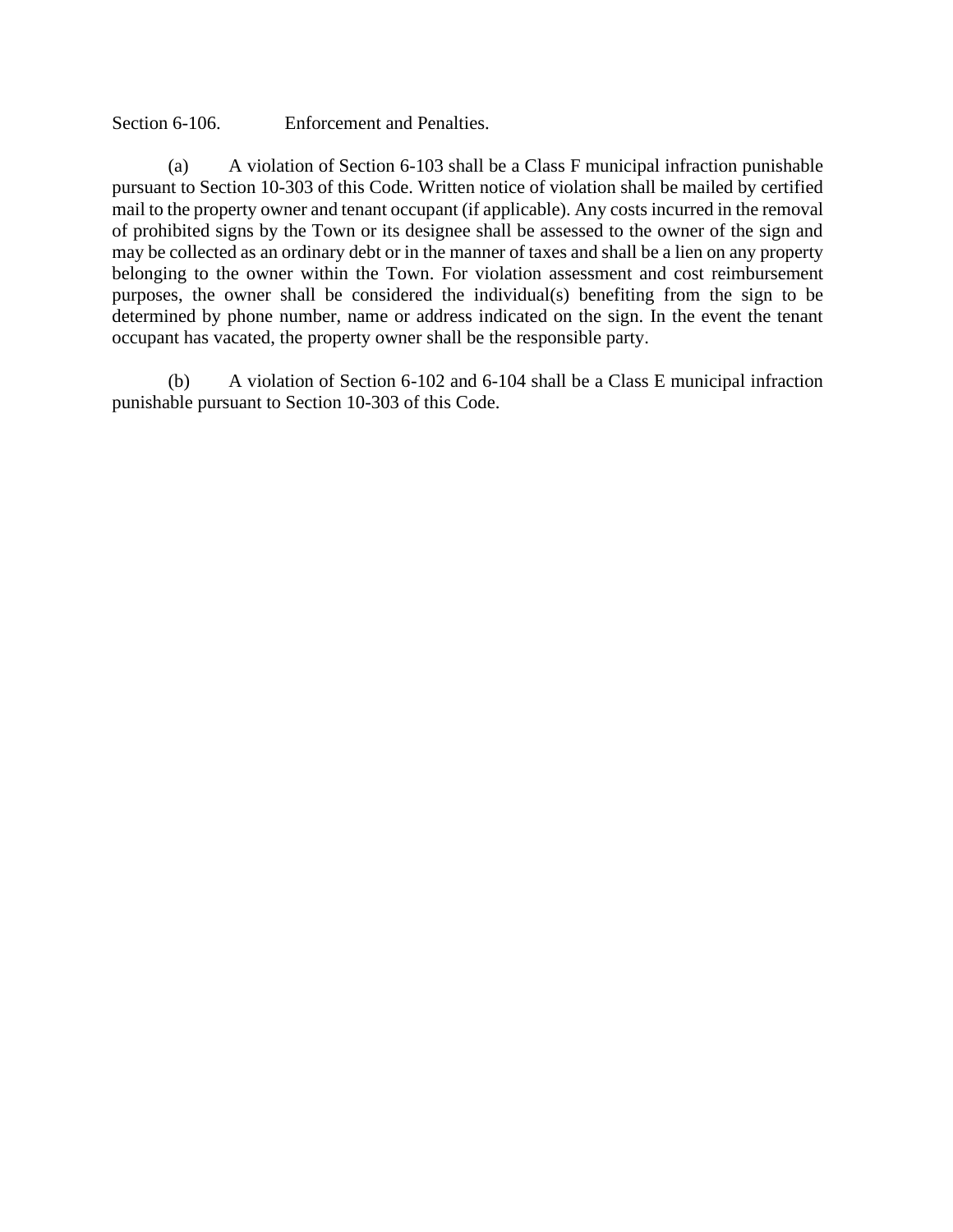Section 6-106. Enforcement and Penalties.

(a) A violation of Section 6-103 shall be a Class F municipal infraction punishable pursuant to Section 10-303 of this Code. Written notice of violation shall be mailed by certified mail to the property owner and tenant occupant (if applicable). Any costs incurred in the removal of prohibited signs by the Town or its designee shall be assessed to the owner of the sign and may be collected as an ordinary debt or in the manner of taxes and shall be a lien on any property belonging to the owner within the Town. For violation assessment and cost reimbursement purposes, the owner shall be considered the individual(s) benefiting from the sign to be determined by phone number, name or address indicated on the sign. In the event the tenant occupant has vacated, the property owner shall be the responsible party.

(b) A violation of Section 6-102 and 6-104 shall be a Class E municipal infraction punishable pursuant to Section 10-303 of this Code.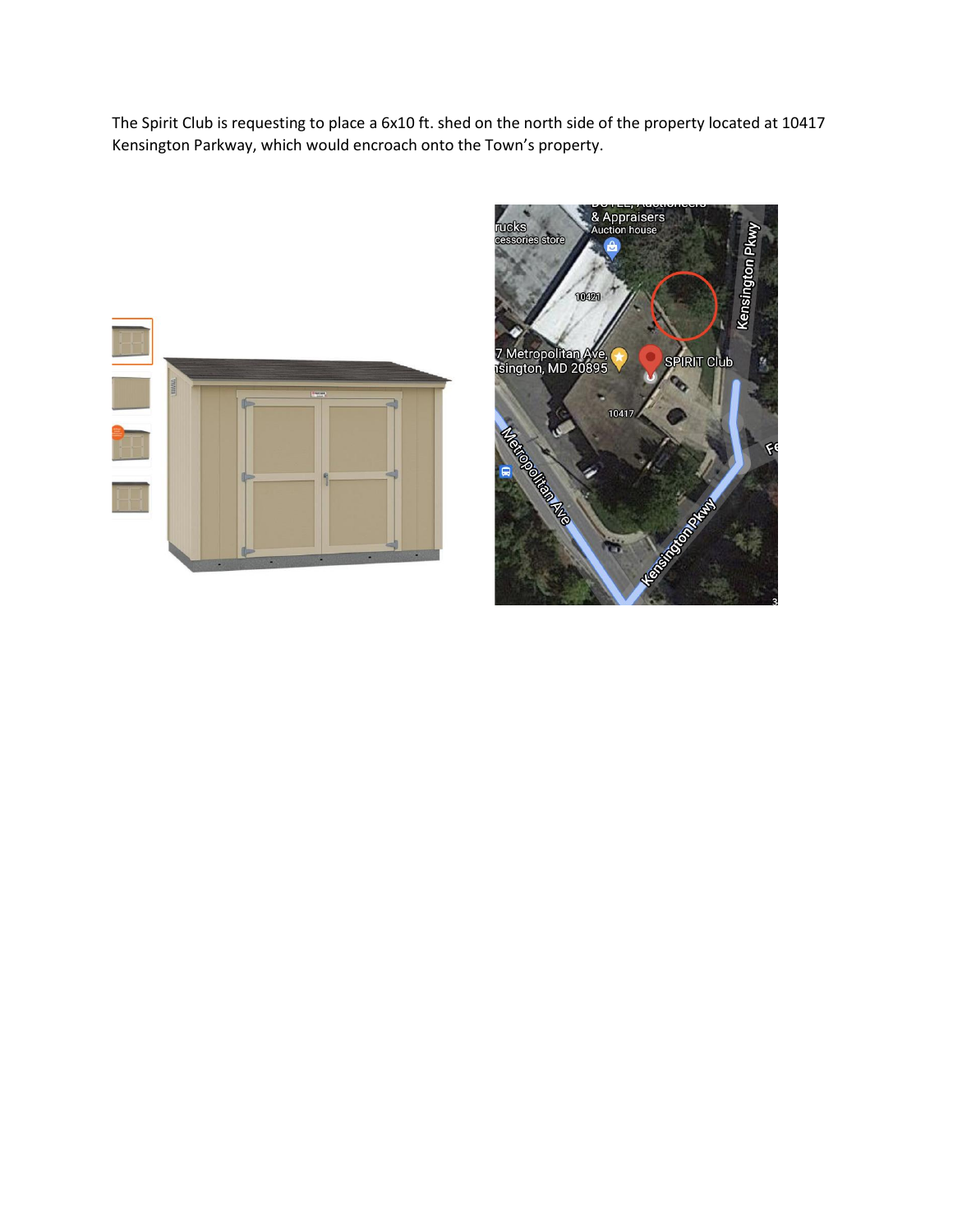The Spirit Club is requesting to place a 6x10 ft. shed on the north side of the property located at 10417 Kensington Parkway, which would encroach onto the Town's property.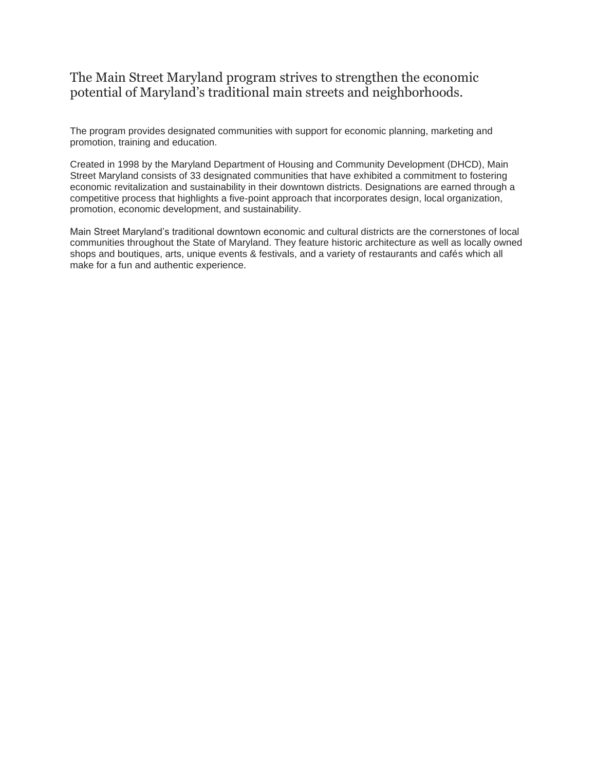## The Main Street Maryland program strives to strengthen the economic potential of Maryland's traditional main streets and neighborhoods.

The program provides designated communities with support for economic planning, marketing and promotion, training and education.

Created in 1998 by the Maryland Department of Housing and Community Development (DHCD), Main Street Maryland consists of 33 designated communities that have exhibited a commitment to fostering economic revitalization and sustainability in their downtown districts. Designations are earned through a competitive process that highlights a five-point approach that incorporates design, local organization, promotion, economic development, and sustainability.

Main Street Maryland's traditional downtown economic and cultural districts are the cornerstones of local communities throughout the State of Maryland. They feature historic architecture as well as locally owned shops and boutiques, arts, unique events & festivals, and a variety of restaurants and cafés which all make for a fun and authentic experience.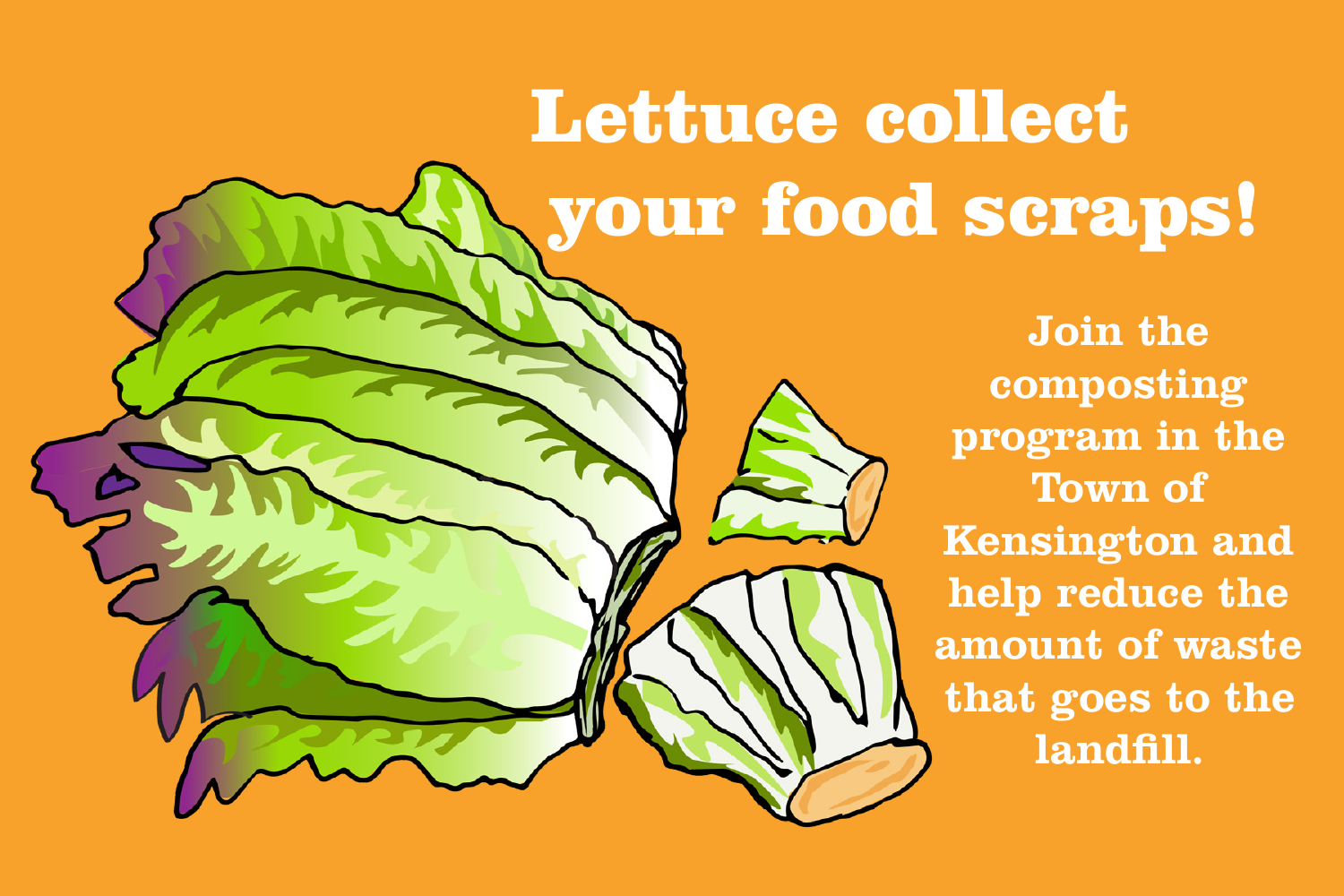# Lettuce collect your food scraps!

**Join the composting program in the Town of Kensington and help reduce the amount of waste that goes to the landfill.**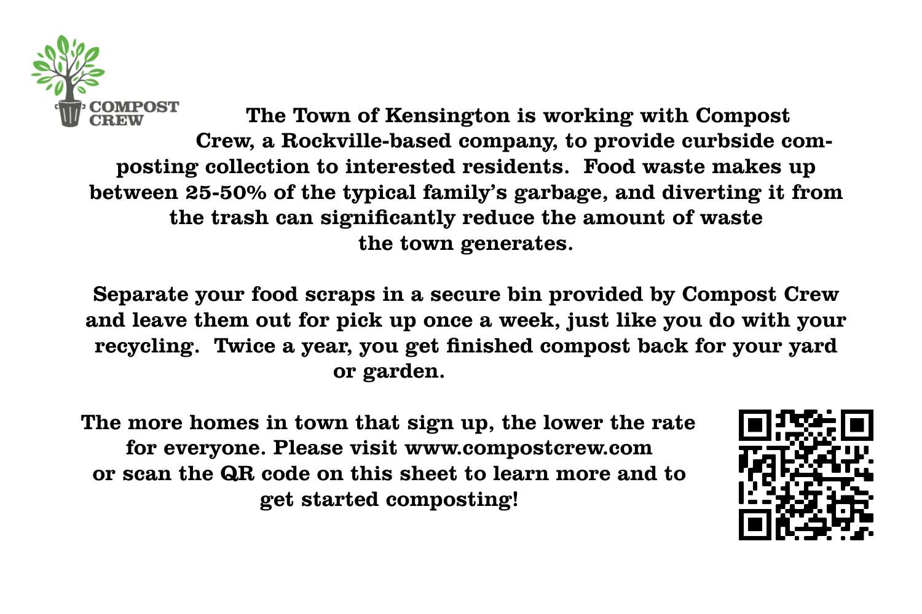COMPOST CREW

The Town of Kensington is working with Compost Crew, a Rockville-based company, to provide curbside composting collection to interested residents. Food waste makes up between 25-50% of the typical family's garbage, and diverting it from the trash can significantly reduce the amount of waste the town generates.

Separate your food scraps in a secure bin provided by Compost Crew and leave them out for pick up once a week, just like you do with your recycling. Twice a year, you get finished compost back for your yard or garden.

The more homes in town that sign up, the lower the rate for everyone. Please visit www.compostcrew.com or scan the QR code on this sheet to learn more and to get started composting!